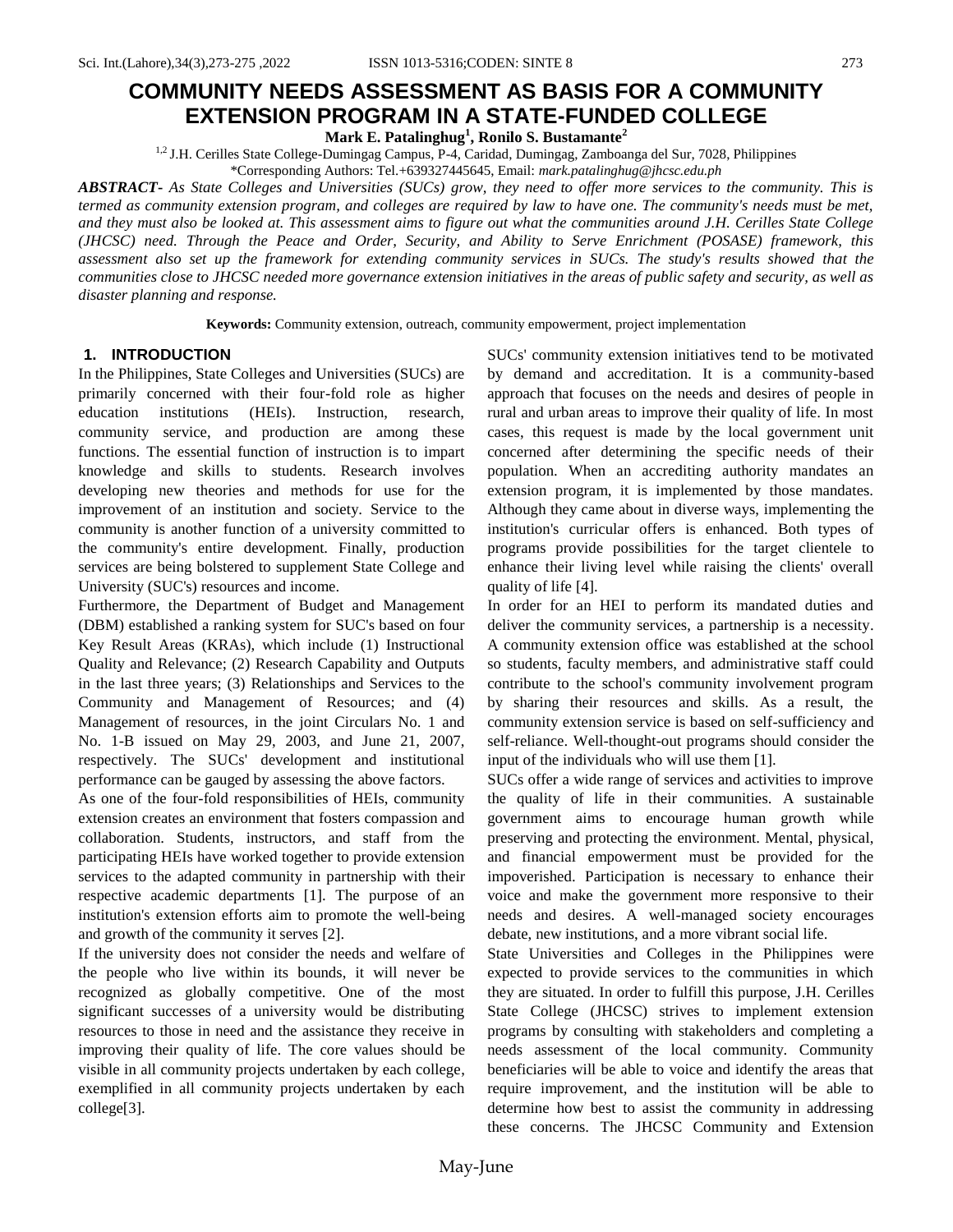# COMMUNITY NEEDS ASSESSMENT AS BASIS FOR A COMMUNITY EXTENSION PROGRAM IN A STATE-FUNDED COLLEGE

**Mark E. Patalinghug[1], Ronilo S. Bustamante[2]**

[1,2] J.H. Cerilles State College-Dumingag Campus, P-4, Caridad, Dumingag, Zamboanga del Sur, 7028, Philippines

*Corresponding Authors: Tel.+639327445645, Email: *mark.patalinghug@jhcsc.edu.ph*

***ABSTRACT-*** *As State Colleges and Universities (SUCs) grow, they need to offer more services to the community. This is termed as community extension program, and colleges are required by law to have one. The community's needs must be met, and they must also be looked at. This assessment aims to figure out what the communities around J.H. Cerilles State College (JHCSC) need. Through the Peace and Order, Security, and Ability to Serve Enrichment (POSASE) framework, this assessment also set up the framework for extending community services in SUCs. The study's results showed that the communities close to JHCSC needed more governance extension initiatives in the areas of public safety and security, as well as disaster planning and response.*

**Keywords:** Community extension, outreach, community empowerment, project implementation

## 1. INTRODUCTION

In the Philippines, State Colleges and Universities (SUCs) are primarily concerned with their four-fold role as higher education institutions (HEIs). Instruction, research, community service, and production are among these functions. The essential function of instruction is to impart knowledge and skills to students. Research involves developing new theories and methods for use for the improvement of an institution and society. Service to the community is another function of a university committed to the community's entire development. Finally, production services are being bolstered to supplement State College and University (SUC's) resources and income.

Furthermore, the Department of Budget and Management (DBM) established a ranking system for SUC's based on four Key Result Areas (KRAs), which include (1) Instructional Quality and Relevance; (2) Research Capability and Outputs in the last three years; (3) Relationships and Services to the Community and Management of Resources; and (4) Management of resources, in the joint Circulars No. 1 and No. 1-B issued on May 29, 2003, and June 21, 2007, respectively. The SUCs' development and institutional performance can be gauged by assessing the above factors.

As one of the four-fold responsibilities of HEIs, community extension creates an environment that fosters compassion and collaboration. Students, instructors, and staff from the participating HEIs have worked together to provide extension services to the adapted community in partnership with their respective academic departments [1]. The purpose of an institution's extension efforts aim to promote the well-being and growth of the community it serves [2].

If the university does not consider the needs and welfare of the people who live within its bounds, it will never be recognized as globally competitive. One of the most significant successes of a university would be distributing resources to those in need and the assistance they receive in improving their quality of life. The core values should be visible in all community projects undertaken by each college, exemplified in all community projects undertaken by each college[3].

SUCs' community extension initiatives tend to be motivated by demand and accreditation. It is a community-based approach that focuses on the needs and desires of people in rural and urban areas to improve their quality of life. In most cases, this request is made by the local government unit concerned after determining the specific needs of their population. When an accrediting authority mandates an extension program, it is implemented by those mandates. Although they came about in diverse ways, implementing the institution's curricular offers is enhanced. Both types of programs provide possibilities for the target clientele to enhance their living level while raising the clients' overall quality of life [4].

In order for an HEI to perform its mandated duties and deliver the community services, a partnership is a necessity. A community extension office was established at the school so students, faculty members, and administrative staff could contribute to the school's community involvement program by sharing their resources and skills. As a result, the community extension service is based on self-sufficiency and self-reliance. Well-thought-out programs should consider the input of the individuals who will use them [1].

SUCs offer a wide range of services and activities to improve the quality of life in their communities. A sustainable government aims to encourage human growth while preserving and protecting the environment. Mental, physical, and financial empowerment must be provided for the impoverished. Participation is necessary to enhance their voice and make the government more responsive to their needs and desires. A well-managed society encourages debate, new institutions, and a more vibrant social life.

State Universities and Colleges in the Philippines were expected to provide services to the communities in which they are situated. In order to fulfill this purpose, J.H. Cerilles State College (JHCSC) strives to implement extension programs by consulting with stakeholders and completing a needs assessment of the local community. Community beneficiaries will be able to voice and identify the areas that require improvement, and the institution will be able to determine how best to assist the community in addressing these concerns. The JHCSC Community and Extension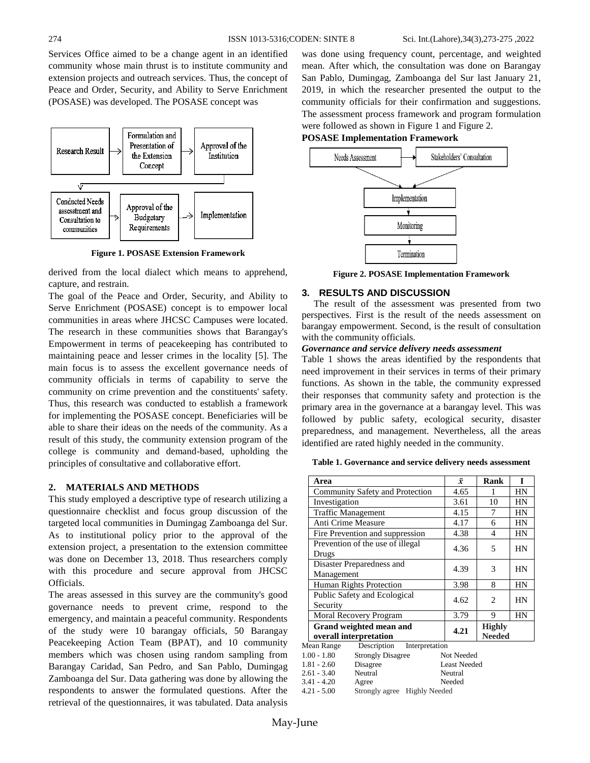Services Office aimed to be a change agent in an identified community whose main thrust is to institute community and extension projects and outreach services. Thus, the concept of Peace and Order, Security, and Ability to Serve Enrichment (POSASE) was developed. The POSASE concept was

Figure 1. POSASE Extension Framework

derived from the local dialect which means to apprehend, capture, and restrain.

The goal of the Peace and Order, Security, and Ability to Serve Enrichment (POSASE) concept is to empower local communities in areas where JHCSC Campuses were located. The research in these communities shows that Barangay's Empowerment in terms of peacekeeping has contributed to maintaining peace and lesser crimes in the locality [5]. The main focus is to assess the excellent governance needs of community officials in terms of capability to serve the community on crime prevention and the constituents' safety. Thus, this research was conducted to establish a framework for implementing the POSASE concept. Beneficiaries will be able to share their ideas on the needs of the community. As a result of this study, the community extension program of the college is community and demand-based, upholding the principles of consultative and collaborative effort.

## 2. MATERIALS AND METHODS

This study employed a descriptive type of research utilizing a questionnaire checklist and focus group discussion of the targeted local communities in Dumingag Zamboanga del Sur. As to institutional policy prior to the approval of the extension project, a presentation to the extension committee was done on December 13, 2018. Thus researchers comply with this procedure and secure approval from JHCSC Officials.

The areas assessed in this survey are the community's good governance needs to prevent crime, respond to the emergency, and maintain a peaceful community. Respondents of the study were 10 barangay officials, 50 Barangay Peacekeeping Action Team (BPAT), and 10 community members which was chosen using random sampling from Barangay Caridad, San Pedro, and San Pablo, Dumingag Zamboanga del Sur. Data gathering was done by allowing the respondents to answer the formulated questions. After the retrieval of the questionnaires, it was tabulated. Data analysis was done using frequency count, percentage, and weighted mean. After which, the consultation was done on Barangay San Pablo, Dumingag, Zamboanga del Sur last January 21, 2019, in which the researcher presented the output to the community officials for their confirmation and suggestions. The assessment process framework and program formulation were followed as shown in Figure 1 and Figure 2.

**POSASE Implementation Framework**

Figure 2. POSASE Implementation Framework

## 3. RESULTS AND DISCUSSION

The result of the assessment was presented from two perspectives. First is the result of the needs assessment on barangay empowerment. Second, is the result of consultation with the community officials.

***Governance and service delivery needs assessment***

Table 1 shows the areas identified by the respondents that need improvement in their services in terms of their primary functions. As shown in the table, the community expressed their responses that community safety and protection is the primary area in the governance at a barangay level. This was followed by public safety, ecological security, disaster preparedness, and management. Nevertheless, all the areas identified are rated highly needed in the community.

**Table 1. Governance and service delivery needs assessment**

| Area | $\bar{x}$ | Rank | I |
|---|---|---|---|
| Community Safety and Protection | 4.65 | 1 | HN |
| Investigation | 3.61 | 10 | HN |
| Traffic Management | 4.15 | 7 | HN |
| Anti Crime Measure | 4.17 | 6 | HN |
| Fire Prevention and suppression | 4.38 | 4 | HN |
| Prevention of the use of illegal Drugs | 4.36 | 5 | HN |
| Disaster Preparedness and Management | 4.39 | 3 | HN |
| Human Rights Protection | 3.98 | 8 | HN |
| Public Safety and Ecological Security | 4.62 | 2 | HN |
| Moral Recovery Program | 3.79 | 9 | HN |
| **Grand weighted mean and overall interpretation** | **4.21** | **Highly Needed** | |

| Mean Range | Description | Interpretation |
|---|---|---|
| 1.00 - 1.80 | Strongly Disagree | Not Needed |
| 1.81 - 2.60 | Disagree | Least Needed |
| 2.61 - 3.40 | Neutral | Neutral |
| 3.41 - 4.20 | Agree | Needed |
| 4.21 - 5.00 | Strongly agree | Highly Needed |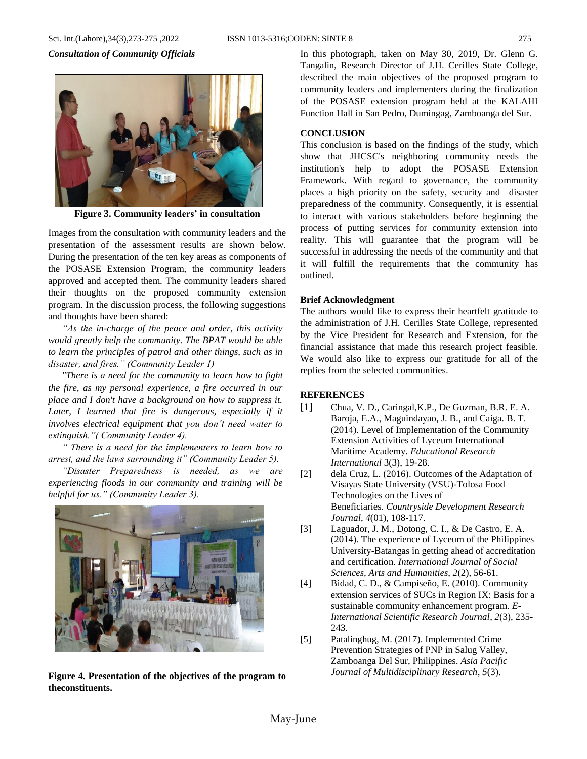### *Consultation of Community Officials*

**Figure 3. Community leaders' in consultation**

Images from the consultation with community leaders and the presentation of the assessment results are shown below. During the presentation of the ten key areas as components of the POSASE Extension Program, the community leaders approved and accepted them. The community leaders shared their thoughts on the proposed community extension program. In the discussion process, the following suggestions and thoughts have been shared:

*"As the in-charge of the peace and order, this activity would greatly help the community. The BPAT would be able to learn the principles of patrol and other things, such as in disaster, and fires." (Community Leader 1)*

*"There is a need for the community to learn how to fight the fire, as my personal experience, a fire occurred in our place and I don't have a background on how to suppress it. Later, I learned that fire is dangerous, especially if it involves electrical equipment that you don't need water to extinguish."( Community Leader 4).*

*" There is a need for the implementers to learn how to arrest, and the laws surrounding it" (Community Leader 5).*

*"Disaster Preparedness is needed, as we are experiencing floods in our community and training will be helpful for us." (Community Leader 3).*

**Figure 4. Presentation of the objectives of the program to theconstituents.**

In this photograph, taken on May 30, 2019, Dr. Glenn G. Tangalin, Research Director of J.H. Cerilles State College, described the main objectives of the proposed program to community leaders and implementers during the finalization of the POSASE extension program held at the KALAHI Function Hall in San Pedro, Dumingag, Zamboanga del Sur.

## CONCLUSION

This conclusion is based on the findings of the study, which show that JHCSC's neighboring community needs the institution's help to adopt the POSASE Extension Framework. With regard to governance, the community places a high priority on the safety, security and disaster preparedness of the community. Consequently, it is essential to interact with various stakeholders before beginning the process of putting services for community extension into reality. This will guarantee that the program will be successful in addressing the needs of the community and that it will fulfill the requirements that the community has outlined.

### Brief Acknowledgment

The authors would like to express their heartfelt gratitude to the administration of J.H. Cerilles State College, represented by the Vice President for Research and Extension, for the financial assistance that made this research project feasible. We would also like to express our gratitude for all of the replies from the selected communities.

## REFERENCES

[1] Chua, V. D., Caringal,K.P., De Guzman, B.R. E. A. Baroja, E.A., Maguindayao, J. B., and Caiga. B. T. (2014). Level of Implementation of the Community Extension Activities of Lyceum International Maritime Academy. *Educational Research International* 3(3), 19-28.

[2] dela Cruz, L. (2016). Outcomes of the Adaptation of Visayas State University (VSU)-Tolosa Food Technologies on the Lives of Beneficiaries. *Countryside Development Research Journal*, *4*(01), 108-117.

[3] Laguador, J. M., Dotong, C. I., & De Castro, E. A. (2014). The experience of Lyceum of the Philippines University-Batangas in getting ahead of accreditation and certification. *International Journal of Social Sciences, Arts and Humanities*, *2*(2), 56-61.

[4] Bidad, C. D., & Campiseño, E. (2010). Community extension services of SUCs in Region IX: Basis for a sustainable community enhancement program. *E-International Scientific Research Journal*, *2*(3), 235-243.

[5] Patalinghug, M. (2017). Implemented Crime Prevention Strategies of PNP in Salug Valley, Zamboanga Del Sur, Philippines. *Asia Pacific Journal of Multidisciplinary Research*, *5*(3).